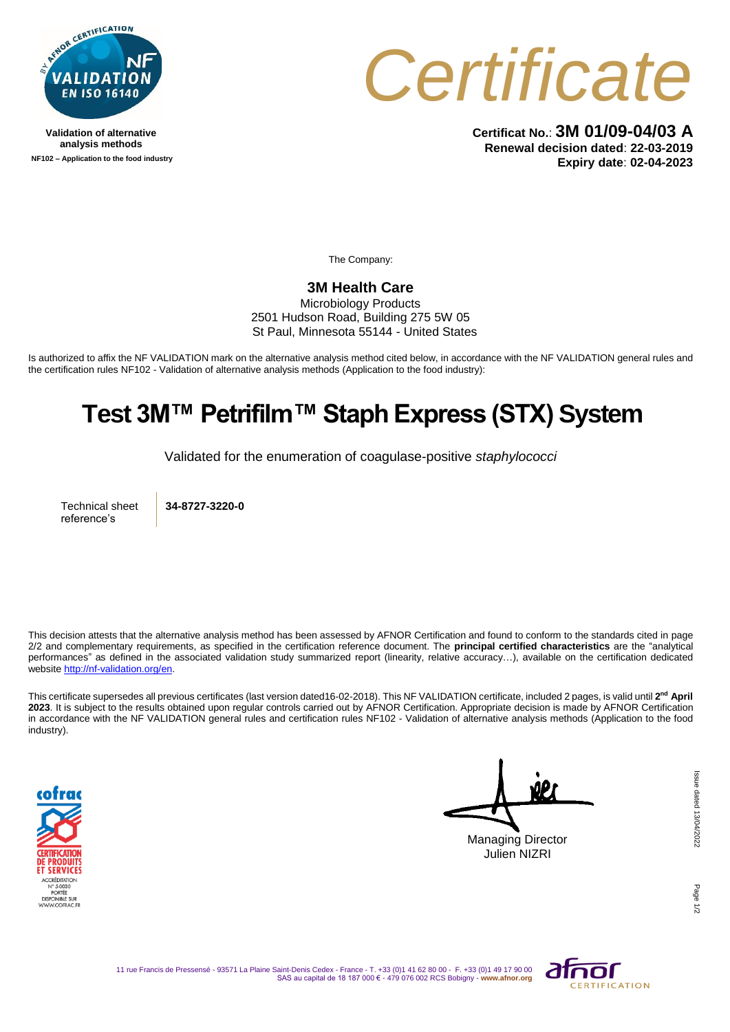Validation of alternative analysis methods
NF102 – Application to the food industry

# Certificate

**Certificat No.**: **3M 01/09-04/03 A**
**Renewal decision dated**: **22-03-2019**
**Expiry date**: **02-04-2023**

The Company:

**3M Health Care**
Microbiology Products
2501 Hudson Road, Building 275 5W 05
St Paul, Minnesota 55144 - United States

Is authorized to affix the NF VALIDATION mark on the alternative analysis method cited below, in accordance with the NF VALIDATION general rules and the certification rules NF102 - Validation of alternative analysis methods (Application to the food industry):

# Test 3M™ Petrifilm™ Staph Express (STX) System

Validated for the enumeration of coagulase-positive *staphylococci*

| Technical sheet reference's | **34-8727-3220-0** |
| --- | --- |

This decision attests that the alternative analysis method has been assessed by AFNOR Certification and found to conform to the standards cited in page 2/2 and complementary requirements, as specified in the certification reference document. The **principal certified characteristics** are the "analytical performances" as defined in the associated validation study summarized report (linearity, relative accuracy…), available on the certification dedicated website http://nf-validation.org/en.

This certificate supersedes all previous certificates (last version dated16-02-2018). This NF VALIDATION certificate, included 2 pages, is valid until **2nd April 2023**. It is subject to the results obtained upon regular controls carried out by AFNOR Certification. Appropriate decision is made by AFNOR Certification in accordance with the NF VALIDATION general rules and certification rules NF102 - Validation of alternative analysis methods (Application to the food industry).

Managing Director
Julien NIZRI

Issue dated 13/04/2022

11 rue Francis de Pressensé - 93571 La Plaine Saint-Denis Cedex - France - T. +33 (0)1 41 62 80 00 - F. +33 (0)1 49 17 90 00
SAS au capital de 18 187 000 € - 479 076 002 RCS Bobigny - **www.afnor.org**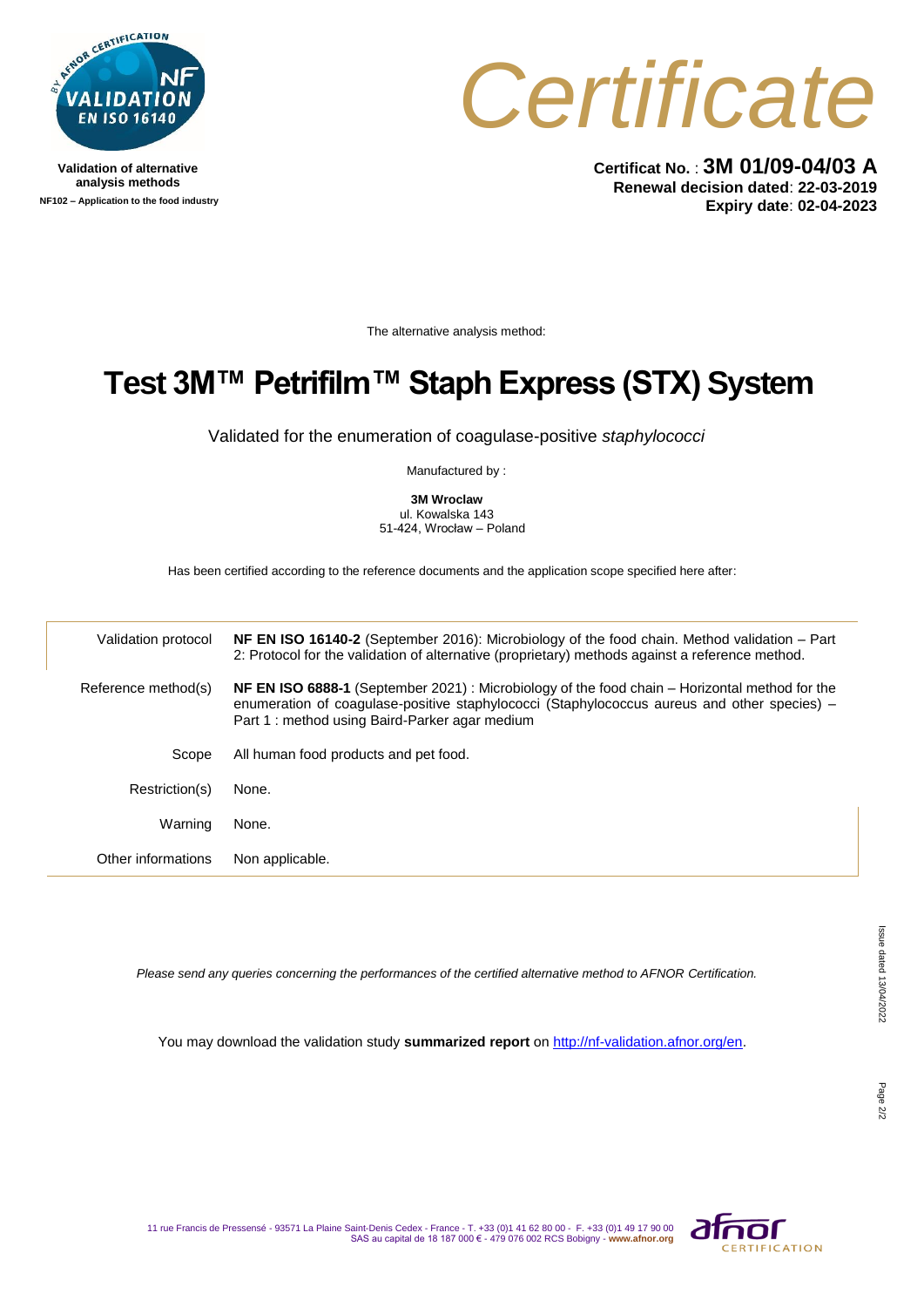Validation of alternative analysis methods
NF102 – Application to the food industry

# Certificate

**Certificat No.** : **3M 01/09-04/03 A**
**Renewal decision dated**: **22-03-2019**
**Expiry date**: **02-04-2023**

The alternative analysis method:

# Test 3M™ Petrifilm™ Staph Express (STX) System

Validated for the enumeration of coagulase-positive *staphylococci*

Manufactured by :

**3M Wroclaw**
ul. Kowalska 143
51-424, Wrocław – Poland

Has been certified according to the reference documents and the application scope specified here after:

| | |
|---|---|
| Validation protocol | **NF EN ISO 16140-2** (September 2016): Microbiology of the food chain. Method validation – Part 2: Protocol for the validation of alternative (proprietary) methods against a reference method. |
| Reference method(s) | **NF EN ISO 6888-1** (September 2021) : Microbiology of the food chain – Horizontal method for the enumeration of coagulase-positive staphylococci (Staphylococcus aureus and other species) – Part 1 : method using Baird-Parker agar medium |
| Scope | All human food products and pet food. |
| Restriction(s) | None. |
| Warning | None. |
| Other informations | Non applicable. |

*Please send any queries concerning the performances of the certified alternative method to AFNOR Certification.*

You may download the validation study **summarized report** on http://nf-validation.afnor.org/en.

Issue dated 13/04/2022

11 rue Francis de Pressensé - 93571 La Plaine Saint-Denis Cedex - France - T. +33 (0)1 41 62 80 00 - F. +33 (0)1 49 17 90 00
SAS au capital de 18 187 000 € - 479 076 002 RCS Bobigny - **www.afnor.org**